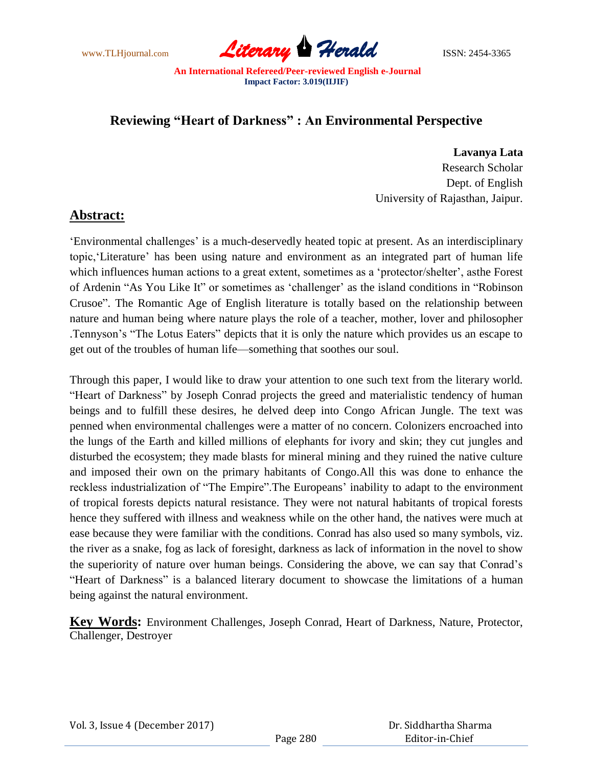# Reviewing "Heart of Darkness" : An Environmental Perspective

**Lavanya Lata**
Research Scholar
Dept. of English
University of Rajasthan, Jaipur.

## Abstract:

'Environmental challenges' is a much-deservedly heated topic at present. As an interdisciplinary topic,'Literature' has been using nature and environment as an integrated part of human life which influences human actions to a great extent, sometimes as a 'protector/shelter', asthe Forest of Ardenin "As You Like It" or sometimes as 'challenger' as the island conditions in "Robinson Crusoe". The Romantic Age of English literature is totally based on the relationship between nature and human being where nature plays the role of a teacher, mother, lover and philosopher .Tennyson's "The Lotus Eaters" depicts that it is only the nature which provides us an escape to get out of the troubles of human life—something that soothes our soul.

Through this paper, I would like to draw your attention to one such text from the literary world. "Heart of Darkness" by Joseph Conrad projects the greed and materialistic tendency of human beings and to fulfill these desires, he delved deep into Congo African Jungle. The text was penned when environmental challenges were a matter of no concern. Colonizers encroached into the lungs of the Earth and killed millions of elephants for ivory and skin; they cut jungles and disturbed the ecosystem; they made blasts for mineral mining and they ruined the native culture and imposed their own on the primary habitants of Congo.All this was done to enhance the reckless industrialization of "The Empire".The Europeans' inability to adapt to the environment of tropical forests depicts natural resistance. They were not natural habitants of tropical forests hence they suffered with illness and weakness while on the other hand, the natives were much at ease because they were familiar with the conditions. Conrad has also used so many symbols, viz. the river as a snake, fog as lack of foresight, darkness as lack of information in the novel to show the superiority of nature over human beings. Considering the above, we can say that Conrad's "Heart of Darkness" is a balanced literary document to showcase the limitations of a human being against the natural environment.

**Key Words:** Environment Challenges, Joseph Conrad, Heart of Darkness, Nature, Protector, Challenger, Destroyer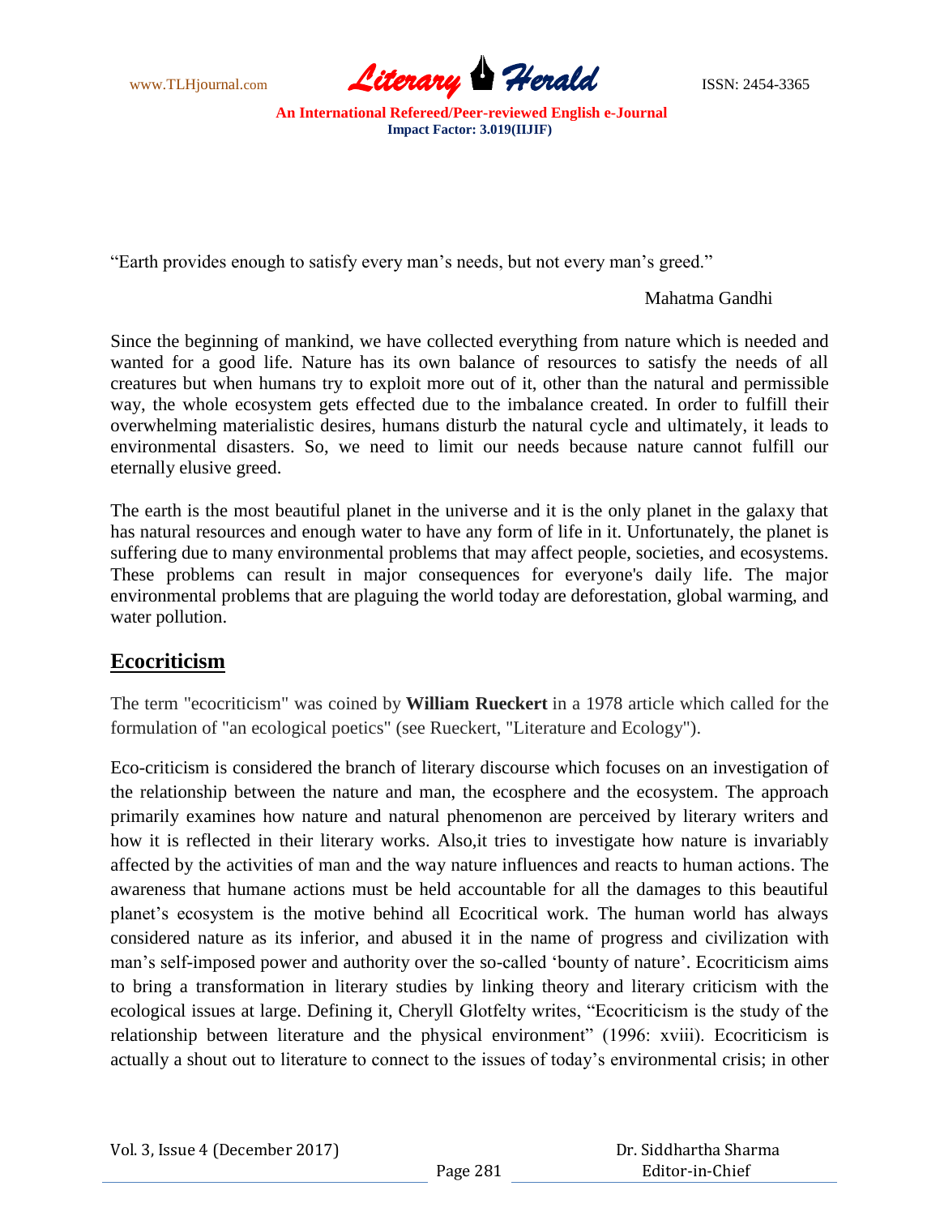"Earth provides enough to satisfy every man's needs, but not every man's greed."

Mahatma Gandhi

Since the beginning of mankind, we have collected everything from nature which is needed and wanted for a good life. Nature has its own balance of resources to satisfy the needs of all creatures but when humans try to exploit more out of it, other than the natural and permissible way, the whole ecosystem gets effected due to the imbalance created. In order to fulfill their overwhelming materialistic desires, humans disturb the natural cycle and ultimately, it leads to environmental disasters. So, we need to limit our needs because nature cannot fulfill our eternally elusive greed.

The earth is the most beautiful planet in the universe and it is the only planet in the galaxy that has natural resources and enough water to have any form of life in it. Unfortunately, the planet is suffering due to many environmental problems that may affect people, societies, and ecosystems. These problems can result in major consequences for everyone's daily life. The major environmental problems that are plaguing the world today are deforestation, global warming, and water pollution.

## Ecocriticism

The term "ecocriticism" was coined by **William Rueckert** in a 1978 article which called for the formulation of "an ecological poetics" (see Rueckert, "Literature and Ecology").

Eco-criticism is considered the branch of literary discourse which focuses on an investigation of the relationship between the nature and man, the ecosphere and the ecosystem. The approach primarily examines how nature and natural phenomenon are perceived by literary writers and how it is reflected in their literary works. Also,it tries to investigate how nature is invariably affected by the activities of man and the way nature influences and reacts to human actions. The awareness that humane actions must be held accountable for all the damages to this beautiful planet's ecosystem is the motive behind all Ecocritical work. The human world has always considered nature as its inferior, and abused it in the name of progress and civilization with man's self-imposed power and authority over the so-called 'bounty of nature'. Ecocriticism aims to bring a transformation in literary studies by linking theory and literary criticism with the ecological issues at large. Defining it, Cheryll Glotfelty writes, "Ecocriticism is the study of the relationship between literature and the physical environment" (1996: xviii). Ecocriticism is actually a shout out to literature to connect to the issues of today's environmental crisis; in other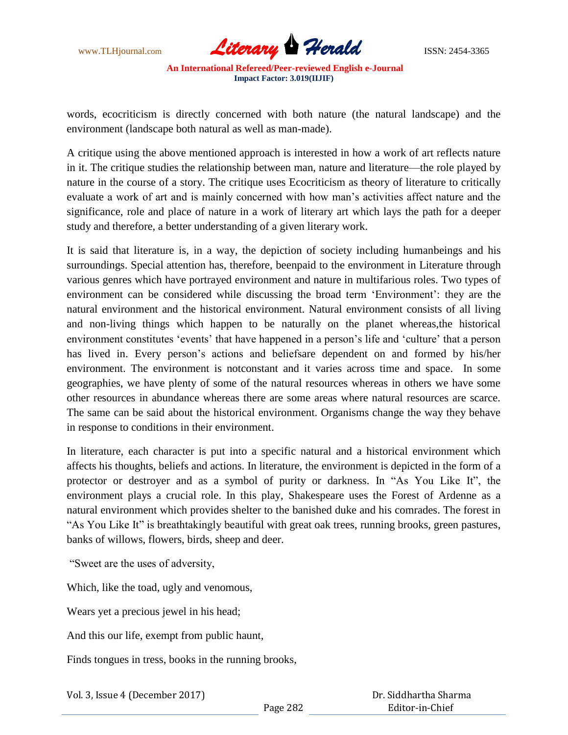words, ecocriticism is directly concerned with both nature (the natural landscape) and the environment (landscape both natural as well as man-made).

A critique using the above mentioned approach is interested in how a work of art reflects nature in it. The critique studies the relationship between man, nature and literature—the role played by nature in the course of a story. The critique uses Ecocriticism as theory of literature to critically evaluate a work of art and is mainly concerned with how man's activities affect nature and the significance, role and place of nature in a work of literary art which lays the path for a deeper study and therefore, a better understanding of a given literary work.

It is said that literature is, in a way, the depiction of society including humanbeings and his surroundings. Special attention has, therefore, beenpaid to the environment in Literature through various genres which have portrayed environment and nature in multifarious roles. Two types of environment can be considered while discussing the broad term 'Environment': they are the natural environment and the historical environment. Natural environment consists of all living and non-living things which happen to be naturally on the planet whereas,the historical environment constitutes 'events' that have happened in a person's life and 'culture' that a person has lived in. Every person's actions and beliefsare dependent on and formed by his/her environment. The environment is notconstant and it varies across time and space. In some geographies, we have plenty of some of the natural resources whereas in others we have some other resources in abundance whereas there are some areas where natural resources are scarce. The same can be said about the historical environment. Organisms change the way they behave in response to conditions in their environment.

In literature, each character is put into a specific natural and a historical environment which affects his thoughts, beliefs and actions. In literature, the environment is depicted in the form of a protector or destroyer and as a symbol of purity or darkness. In "As You Like It", the environment plays a crucial role. In this play, Shakespeare uses the Forest of Ardenne as a natural environment which provides shelter to the banished duke and his comrades. The forest in "As You Like It" is breathtakingly beautiful with great oak trees, running brooks, green pastures, banks of willows, flowers, birds, sheep and deer.

"Sweet are the uses of adversity,

Which, like the toad, ugly and venomous,

Wears yet a precious jewel in his head;

And this our life, exempt from public haunt,

Finds tongues in tress, books in the running brooks,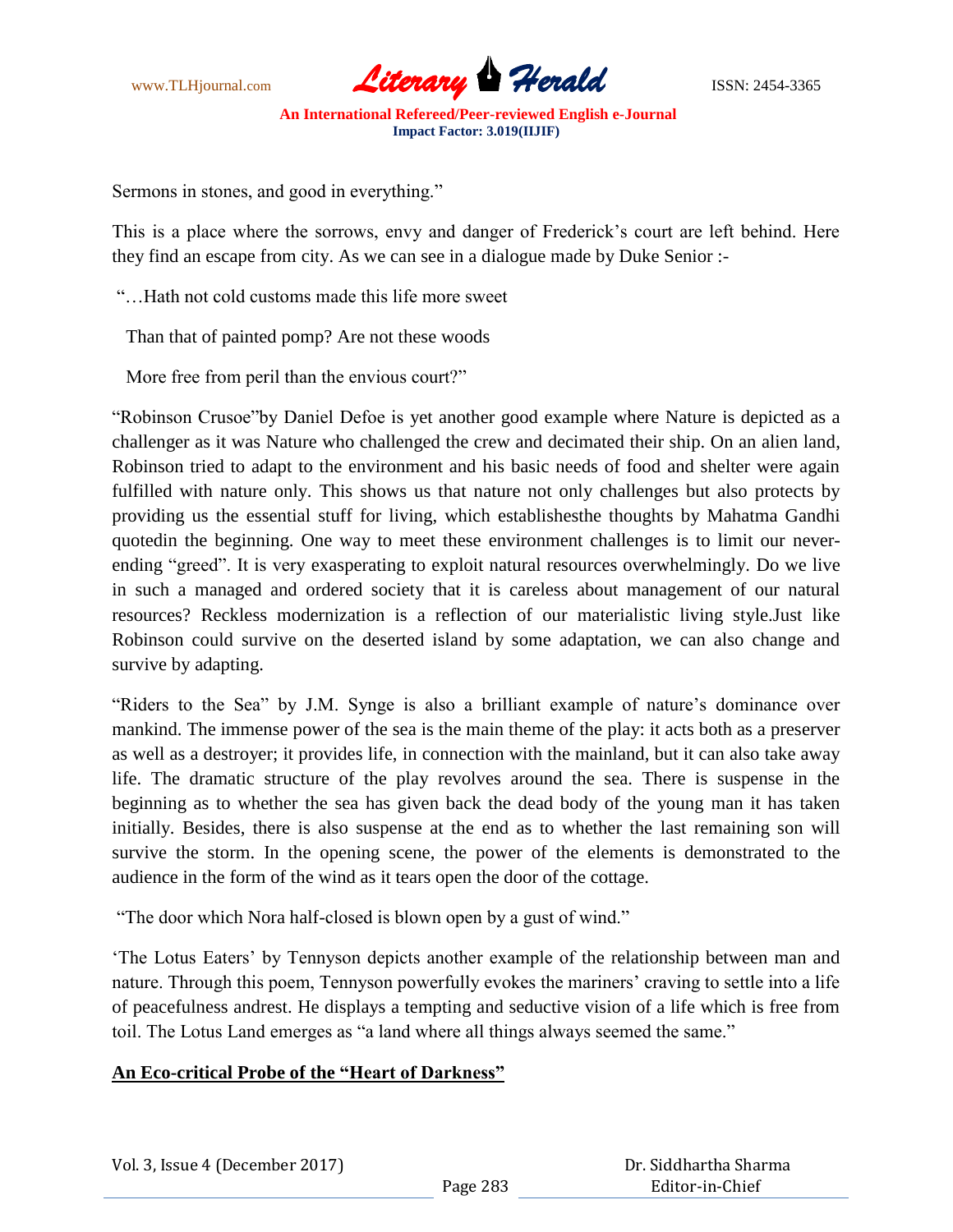Sermons in stones, and good in everything."

This is a place where the sorrows, envy and danger of Frederick's court are left behind. Here they find an escape from city. As we can see in a dialogue made by Duke Senior :-

"…Hath not cold customs made this life more sweet

Than that of painted pomp? Are not these woods

More free from peril than the envious court?"

"Robinson Crusoe"by Daniel Defoe is yet another good example where Nature is depicted as a challenger as it was Nature who challenged the crew and decimated their ship. On an alien land, Robinson tried to adapt to the environment and his basic needs of food and shelter were again fulfilled with nature only. This shows us that nature not only challenges but also protects by providing us the essential stuff for living, which establishesthe thoughts by Mahatma Gandhi quotedin the beginning. One way to meet these environment challenges is to limit our never-ending "greed". It is very exasperating to exploit natural resources overwhelmingly. Do we live in such a managed and ordered society that it is careless about management of our natural resources? Reckless modernization is a reflection of our materialistic living style.Just like Robinson could survive on the deserted island by some adaptation, we can also change and survive by adapting.

"Riders to the Sea" by J.M. Synge is also a brilliant example of nature's dominance over mankind. The immense power of the sea is the main theme of the play: it acts both as a preserver as well as a destroyer; it provides life, in connection with the mainland, but it can also take away life. The dramatic structure of the play revolves around the sea. There is suspense in the beginning as to whether the sea has given back the dead body of the young man it has taken initially. Besides, there is also suspense at the end as to whether the last remaining son will survive the storm. In the opening scene, the power of the elements is demonstrated to the audience in the form of the wind as it tears open the door of the cottage.

"The door which Nora half-closed is blown open by a gust of wind."

'The Lotus Eaters' by Tennyson depicts another example of the relationship between man and nature. Through this poem, Tennyson powerfully evokes the mariners' craving to settle into a life of peacefulness andrest. He displays a tempting and seductive vision of a life which is free from toil. The Lotus Land emerges as "a land where all things always seemed the same."

**An Eco-critical Probe of the "Heart of Darkness"**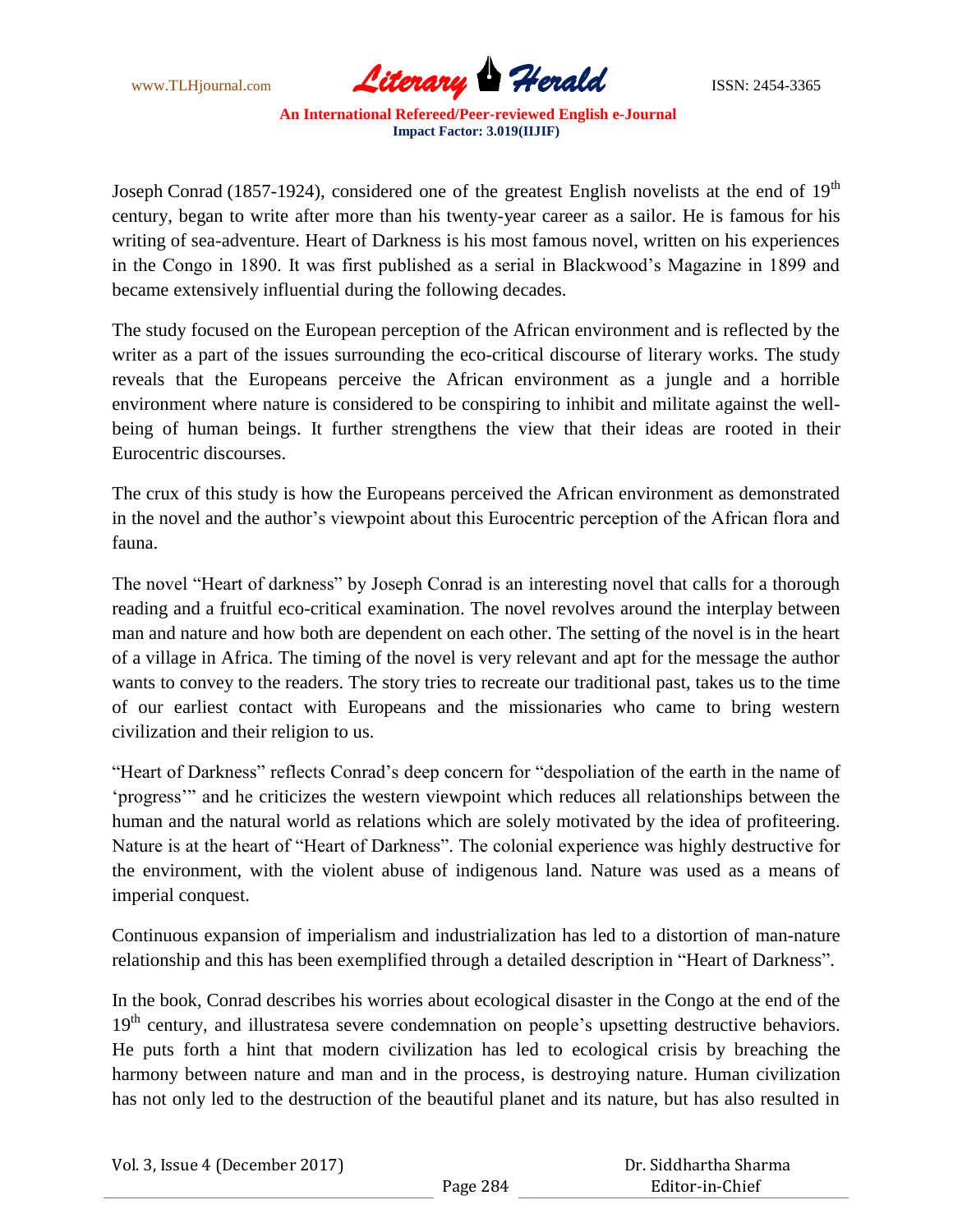Joseph Conrad (1857-1924), considered one of the greatest English novelists at the end of 19th century, began to write after more than his twenty-year career as a sailor. He is famous for his writing of sea-adventure. Heart of Darkness is his most famous novel, written on his experiences in the Congo in 1890. It was first published as a serial in Blackwood's Magazine in 1899 and became extensively influential during the following decades.

The study focused on the European perception of the African environment and is reflected by the writer as a part of the issues surrounding the eco-critical discourse of literary works. The study reveals that the Europeans perceive the African environment as a jungle and a horrible environment where nature is considered to be conspiring to inhibit and militate against the well-being of human beings. It further strengthens the view that their ideas are rooted in their Eurocentric discourses.

The crux of this study is how the Europeans perceived the African environment as demonstrated in the novel and the author's viewpoint about this Eurocentric perception of the African flora and fauna.

The novel "Heart of darkness" by Joseph Conrad is an interesting novel that calls for a thorough reading and a fruitful eco-critical examination. The novel revolves around the interplay between man and nature and how both are dependent on each other. The setting of the novel is in the heart of a village in Africa. The timing of the novel is very relevant and apt for the message the author wants to convey to the readers. The story tries to recreate our traditional past, takes us to the time of our earliest contact with Europeans and the missionaries who came to bring western civilization and their religion to us.

"Heart of Darkness" reflects Conrad's deep concern for "despoliation of the earth in the name of 'progress'" and he criticizes the western viewpoint which reduces all relationships between the human and the natural world as relations which are solely motivated by the idea of profiteering. Nature is at the heart of "Heart of Darkness". The colonial experience was highly destructive for the environment, with the violent abuse of indigenous land. Nature was used as a means of imperial conquest.

Continuous expansion of imperialism and industrialization has led to a distortion of man-nature relationship and this has been exemplified through a detailed description in "Heart of Darkness".

In the book, Conrad describes his worries about ecological disaster in the Congo at the end of the 19th century, and illustratesa severe condemnation on people's upsetting destructive behaviors. He puts forth a hint that modern civilization has led to ecological crisis by breaching the harmony between nature and man and in the process, is destroying nature. Human civilization has not only led to the destruction of the beautiful planet and its nature, but has also resulted in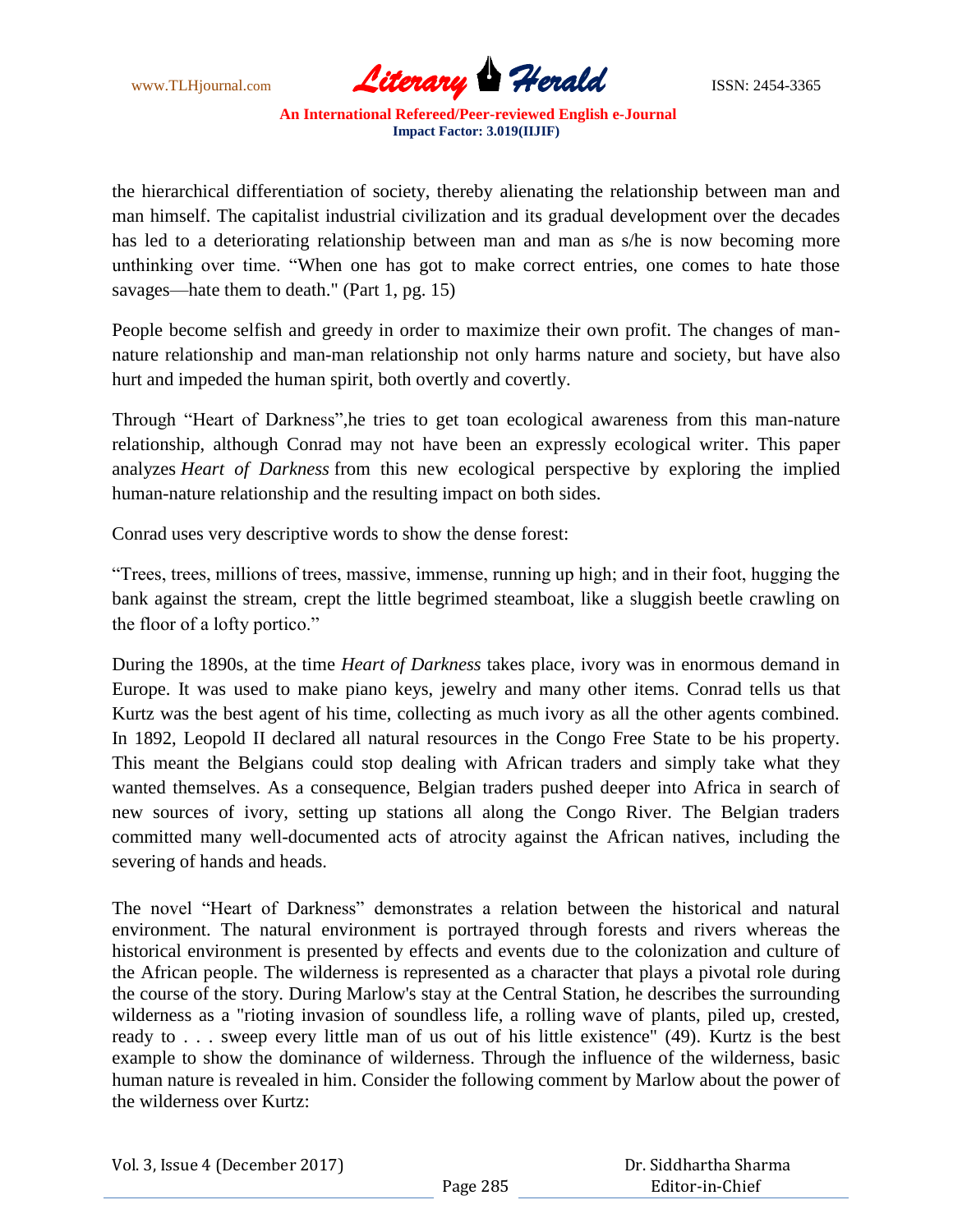the hierarchical differentiation of society, thereby alienating the relationship between man and man himself. The capitalist industrial civilization and its gradual development over the decades has led to a deteriorating relationship between man and man as s/he is now becoming more unthinking over time. "When one has got to make correct entries, one comes to hate those savages—hate them to death." (Part 1, pg. 15)

People become selfish and greedy in order to maximize their own profit. The changes of man-nature relationship and man-man relationship not only harms nature and society, but have also hurt and impeded the human spirit, both overtly and covertly.

Through "Heart of Darkness",he tries to get toan ecological awareness from this man-nature relationship, although Conrad may not have been an expressly ecological writer. This paper analyzes *Heart of Darkness* from this new ecological perspective by exploring the implied human-nature relationship and the resulting impact on both sides.

Conrad uses very descriptive words to show the dense forest:

"Trees, trees, millions of trees, massive, immense, running up high; and in their foot, hugging the bank against the stream, crept the little begrimed steamboat, like a sluggish beetle crawling on the floor of a lofty portico."

During the 1890s, at the time *Heart of Darkness* takes place, ivory was in enormous demand in Europe. It was used to make piano keys, jewelry and many other items. Conrad tells us that Kurtz was the best agent of his time, collecting as much ivory as all the other agents combined. In 1892, Leopold II declared all natural resources in the Congo Free State to be his property. This meant the Belgians could stop dealing with African traders and simply take what they wanted themselves. As a consequence, Belgian traders pushed deeper into Africa in search of new sources of ivory, setting up stations all along the Congo River. The Belgian traders committed many well-documented acts of atrocity against the African natives, including the severing of hands and heads.

The novel "Heart of Darkness" demonstrates a relation between the historical and natural environment. The natural environment is portrayed through forests and rivers whereas the historical environment is presented by effects and events due to the colonization and culture of the African people. The wilderness is represented as a character that plays a pivotal role during the course of the story. During Marlow's stay at the Central Station, he describes the surrounding wilderness as a "rioting invasion of soundless life, a rolling wave of plants, piled up, crested, ready to . . . sweep every little man of us out of his little existence" (49). Kurtz is the best example to show the dominance of wilderness. Through the influence of the wilderness, basic human nature is revealed in him. Consider the following comment by Marlow about the power of the wilderness over Kurtz: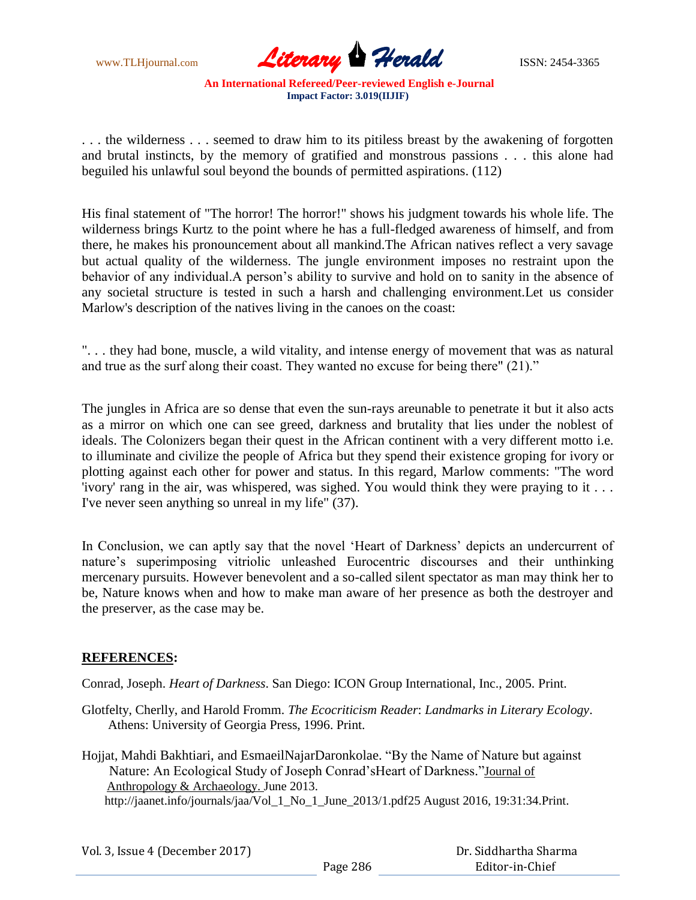. . . the wilderness . . . seemed to draw him to its pitiless breast by the awakening of forgotten and brutal instincts, by the memory of gratified and monstrous passions . . . this alone had beguiled his unlawful soul beyond the bounds of permitted aspirations. (112)

His final statement of "The horror! The horror!" shows his judgment towards his whole life. The wilderness brings Kurtz to the point where he has a full-fledged awareness of himself, and from there, he makes his pronouncement about all mankind.The African natives reflect a very savage but actual quality of the wilderness. The jungle environment imposes no restraint upon the behavior of any individual.A person's ability to survive and hold on to sanity in the absence of any societal structure is tested in such a harsh and challenging environment.Let us consider Marlow's description of the natives living in the canoes on the coast:

". . . they had bone, muscle, a wild vitality, and intense energy of movement that was as natural and true as the surf along their coast. They wanted no excuse for being there" (21)."

The jungles in Africa are so dense that even the sun-rays areunable to penetrate it but it also acts as a mirror on which one can see greed, darkness and brutality that lies under the noblest of ideals. The Colonizers began their quest in the African continent with a very different motto i.e. to illuminate and civilize the people of Africa but they spend their existence groping for ivory or plotting against each other for power and status. In this regard, Marlow comments: "The word 'ivory' rang in the air, was whispered, was sighed. You would think they were praying to it . . . I've never seen anything so unreal in my life" (37).

In Conclusion, we can aptly say that the novel 'Heart of Darkness' depicts an undercurrent of nature's superimposing vitriolic unleashed Eurocentric discourses and their unthinking mercenary pursuits. However benevolent and a so-called silent spectator as man may think her to be, Nature knows when and how to make man aware of her presence as both the destroyer and the preserver, as the case may be.

## REFERENCES:

Conrad, Joseph. *Heart of Darkness*. San Diego: ICON Group International, Inc., 2005. Print.

Glotfelty, Cherlly, and Harold Fromm. *The Ecocriticism Reader*: *Landmarks in Literary Ecology*. Athens: University of Georgia Press, 1996. Print.

Hojjat, Mahdi Bakhtiari, and EsmaeilNajarDaronkolae. "By the Name of Nature but against Nature: An Ecological Study of Joseph Conrad'sHeart of Darkness."Journal of Anthropology & Archaeology. June 2013. http://jaanet.info/journals/jaa/Vol_1_No_1_June_2013/1.pdf25 August 2016, 19:31:34.Print.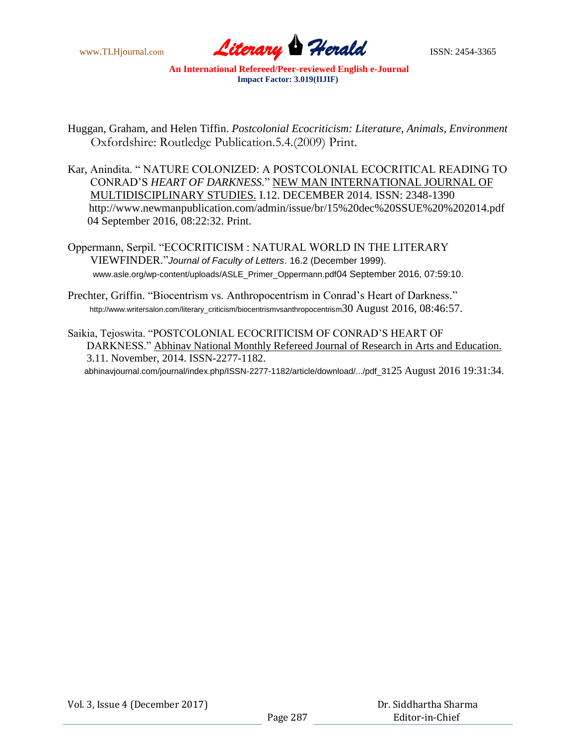Huggan, Graham, and Helen Tiffin. *Postcolonial Ecocriticism: Literature, Animals, Environment* Oxfordshire: Routledge Publication.5.4.(2009) Print.

Kar, Anindita. " NATURE COLONIZED: A POSTCOLONIAL ECOCRITICAL READING TO CONRAD'S *HEART OF DARKNESS.*" NEW MAN INTERNATIONAL JOURNAL OF MULTIDISCIPLINARY STUDIES. I.12. DECEMBER 2014. ISSN: 2348-1390 http://www.newmanpublication.com/admin/issue/br/15%20dec%20SSUE%20%202014.pdf 04 September 2016, 08:22:32. Print.

Oppermann, Serpil. "ECOCRITICISM : NATURAL WORLD IN THE LITERARY VIEWFINDER."*Journal of Faculty of Letters*. 16.2 (December 1999). www.asle.org/wp-content/uploads/ASLE_Primer_Oppermann.pdf04 September 2016, 07:59:10.

Prechter, Griffin. "Biocentrism vs. Anthropocentrism in Conrad's Heart of Darkness." http://www.writersalon.com/literary_criticism/biocentrismvsanthropocentrism30 August 2016, 08:46:57.

Saikia, Tejoswita. "POSTCOLONIAL ECOCRITICISM OF CONRAD'S HEART OF DARKNESS." Abhinav National Monthly Refereed Journal of Research in Arts and Education. 3.11. November, 2014. ISSN-2277-1182. abhinavjournal.com/journal/index.php/ISSN-2277-1182/article/download/.../pdf_3125 August 2016 19:31:34.